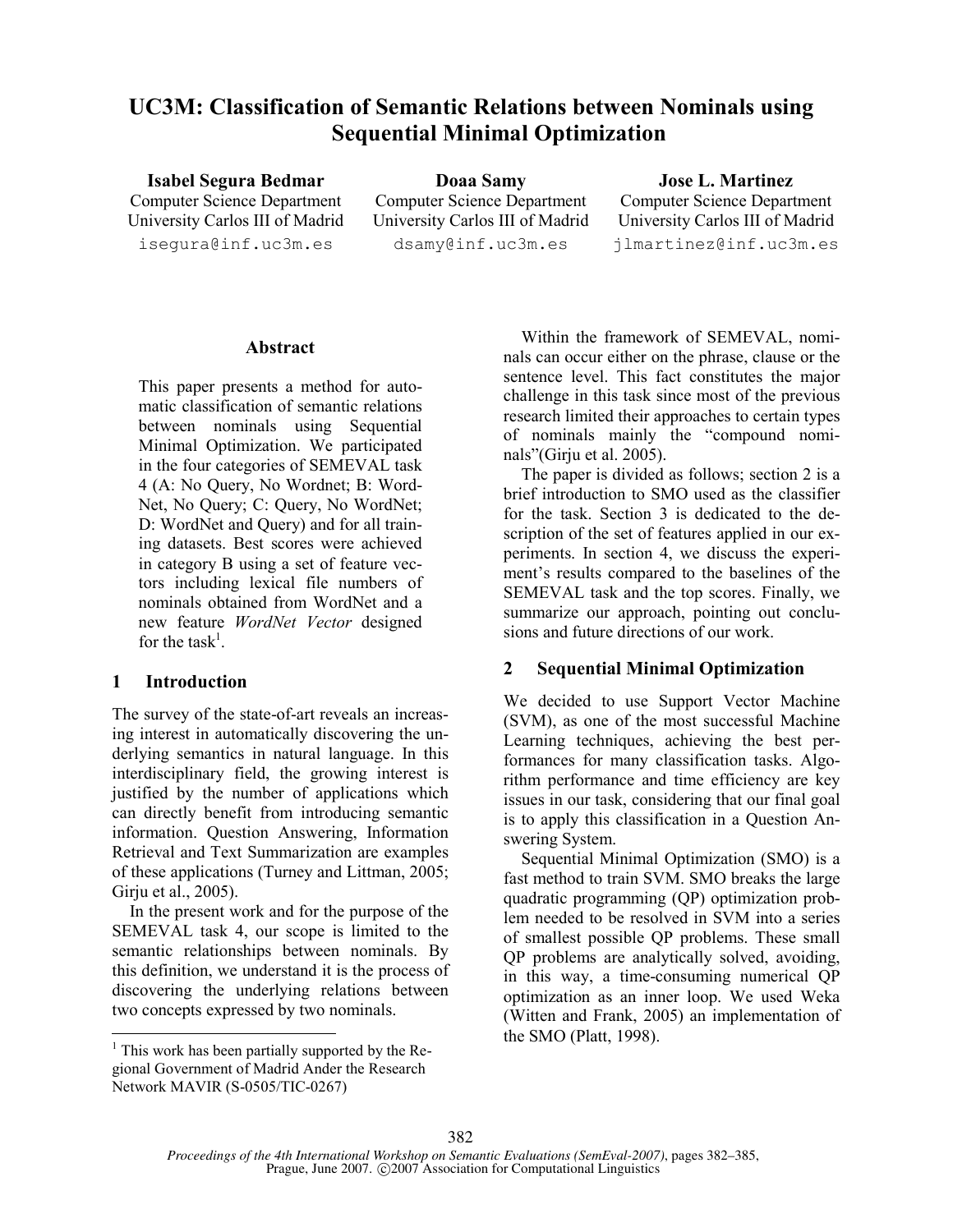# UC3M: Classification of Semantic Relations between Nominals using Sequential Minimal Optimization

**Isabel Segura Bedmar**
Computer Science Department
University Carlos III of Madrid
isegura@inf.uc3m.es

**Doaa Samy**
Computer Science Department
University Carlos III of Madrid
dsamy@inf.uc3m.es

**Jose L. Martinez**
Computer Science Department
University Carlos III of Madrid
jlmartinez@inf.uc3m.es

## Abstract

This paper presents a method for automatic classification of semantic relations between nominals using Sequential Minimal Optimization. We participated in the four categories of SEMEVAL task 4 (A: No Query, No Wordnet; B: WordNet, No Query; C: Query, No WordNet; D: WordNet and Query) and for all training datasets. Best scores were achieved in category B using a set of feature vectors including lexical file numbers of nominals obtained from WordNet and a new feature *WordNet Vector* designed for the task[1].

## 1 Introduction

The survey of the state-of-art reveals an increasing interest in automatically discovering the underlying semantics in natural language. In this interdisciplinary field, the growing interest is justified by the number of applications which can directly benefit from introducing semantic information. Question Answering, Information Retrieval and Text Summarization are examples of these applications (Turney and Littman, 2005; Girju et al., 2005).

In the present work and for the purpose of the SEMEVAL task 4, our scope is limited to the semantic relationships between nominals. By this definition, we understand it is the process of discovering the underlying relations between two concepts expressed by two nominals.

Within the framework of SEMEVAL, nominals can occur either on the phrase, clause or the sentence level. This fact constitutes the major challenge in this task since most of the previous research limited their approaches to certain types of nominals mainly the "compound nominals"(Girju et al. 2005).

The paper is divided as follows; section 2 is a brief introduction to SMO used as the classifier for the task. Section 3 is dedicated to the description of the set of features applied in our experiments. In section 4, we discuss the experiment's results compared to the baselines of the SEMEVAL task and the top scores. Finally, we summarize our approach, pointing out conclusions and future directions of our work.

## 2 Sequential Minimal Optimization

We decided to use Support Vector Machine (SVM), as one of the most successful Machine Learning techniques, achieving the best performances for many classification tasks. Algorithm performance and time efficiency are key issues in our task, considering that our final goal is to apply this classification in a Question Answering System.

Sequential Minimal Optimization (SMO) is a fast method to train SVM. SMO breaks the large quadratic programming (QP) optimization problem needed to be resolved in SVM into a series of smallest possible QP problems. These small QP problems are analytically solved, avoiding, in this way, a time-consuming numerical QP optimization as an inner loop. We used Weka (Witten and Frank, 2005) an implementation of the SMO (Platt, 1998).

---

[1] This work has been partially supported by the Regional Government of Madrid Ander the Research Network MAVIR (S-0505/TIC-0267)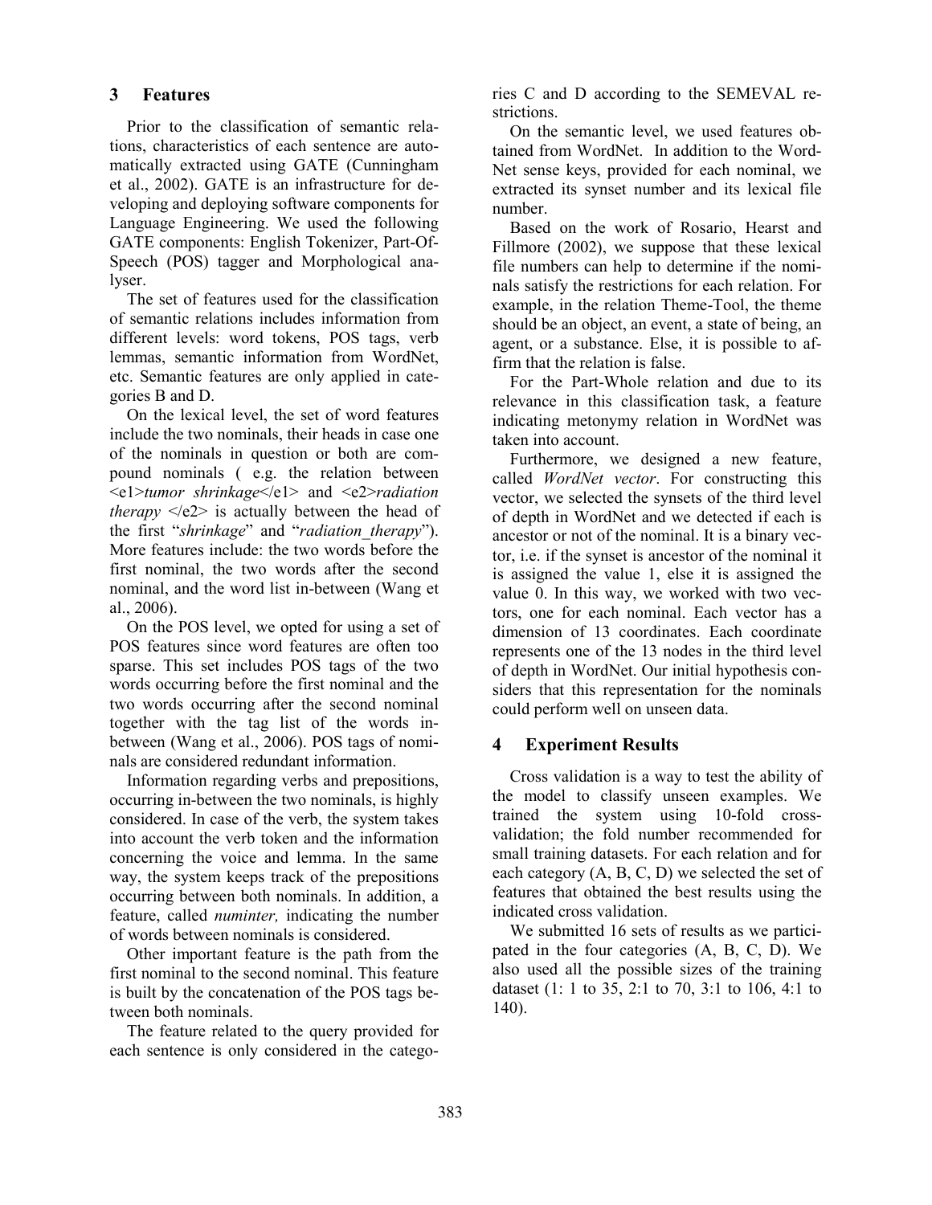## 3 Features

Prior to the classification of semantic relations, characteristics of each sentence are automatically extracted using GATE (Cunningham et al., 2002). GATE is an infrastructure for developing and deploying software components for Language Engineering. We used the following GATE components: English Tokenizer, Part-Of-Speech (POS) tagger and Morphological analyser.

The set of features used for the classification of semantic relations includes information from different levels: word tokens, POS tags, verb lemmas, semantic information from WordNet, etc. Semantic features are only applied in categories B and D.

On the lexical level, the set of word features include the two nominals, their heads in case one of the nominals in question or both are compound nominals ( e.g. the relation between <e1>*tumor shrinkage*</e1> and <e2>*radiation therapy* </e2> is actually between the head of the first "*shrinkage*" and "*radiation_therapy*"). More features include: the two words before the first nominal, the two words after the second nominal, and the word list in-between (Wang et al., 2006).

On the POS level, we opted for using a set of POS features since word features are often too sparse. This set includes POS tags of the two words occurring before the first nominal and the two words occurring after the second nominal together with the tag list of the words in-between (Wang et al., 2006). POS tags of nominals are considered redundant information.

Information regarding verbs and prepositions, occurring in-between the two nominals, is highly considered. In case of the verb, the system takes into account the verb token and the information concerning the voice and lemma. In the same way, the system keeps track of the prepositions occurring between both nominals. In addition, a feature, called *numinter,* indicating the number of words between nominals is considered.

Other important feature is the path from the first nominal to the second nominal. This feature is built by the concatenation of the POS tags between both nominals.

The feature related to the query provided for each sentence is only considered in the categories C and D according to the SEMEVAL restrictions.

On the semantic level, we used features obtained from WordNet. In addition to the WordNet sense keys, provided for each nominal, we extracted its synset number and its lexical file number.

Based on the work of Rosario, Hearst and Fillmore (2002), we suppose that these lexical file numbers can help to determine if the nominals satisfy the restrictions for each relation. For example, in the relation Theme-Tool, the theme should be an object, an event, a state of being, an agent, or a substance. Else, it is possible to affirm that the relation is false.

For the Part-Whole relation and due to its relevance in this classification task, a feature indicating metonymy relation in WordNet was taken into account.

Furthermore, we designed a new feature, called *WordNet vector*. For constructing this vector, we selected the synsets of the third level of depth in WordNet and we detected if each is ancestor or not of the nominal. It is a binary vector, i.e. if the synset is ancestor of the nominal it is assigned the value 1, else it is assigned the value 0. In this way, we worked with two vectors, one for each nominal. Each vector has a dimension of 13 coordinates. Each coordinate represents one of the 13 nodes in the third level of depth in WordNet. Our initial hypothesis considers that this representation for the nominals could perform well on unseen data.

## 4 Experiment Results

Cross validation is a way to test the ability of the model to classify unseen examples. We trained the system using 10-fold cross-validation; the fold number recommended for small training datasets. For each relation and for each category (A, B, C, D) we selected the set of features that obtained the best results using the indicated cross validation.

We submitted 16 sets of results as we participated in the four categories (A, B, C, D). We also used all the possible sizes of the training dataset (1: 1 to 35, 2:1 to 70, 3:1 to 106, 4:1 to 140).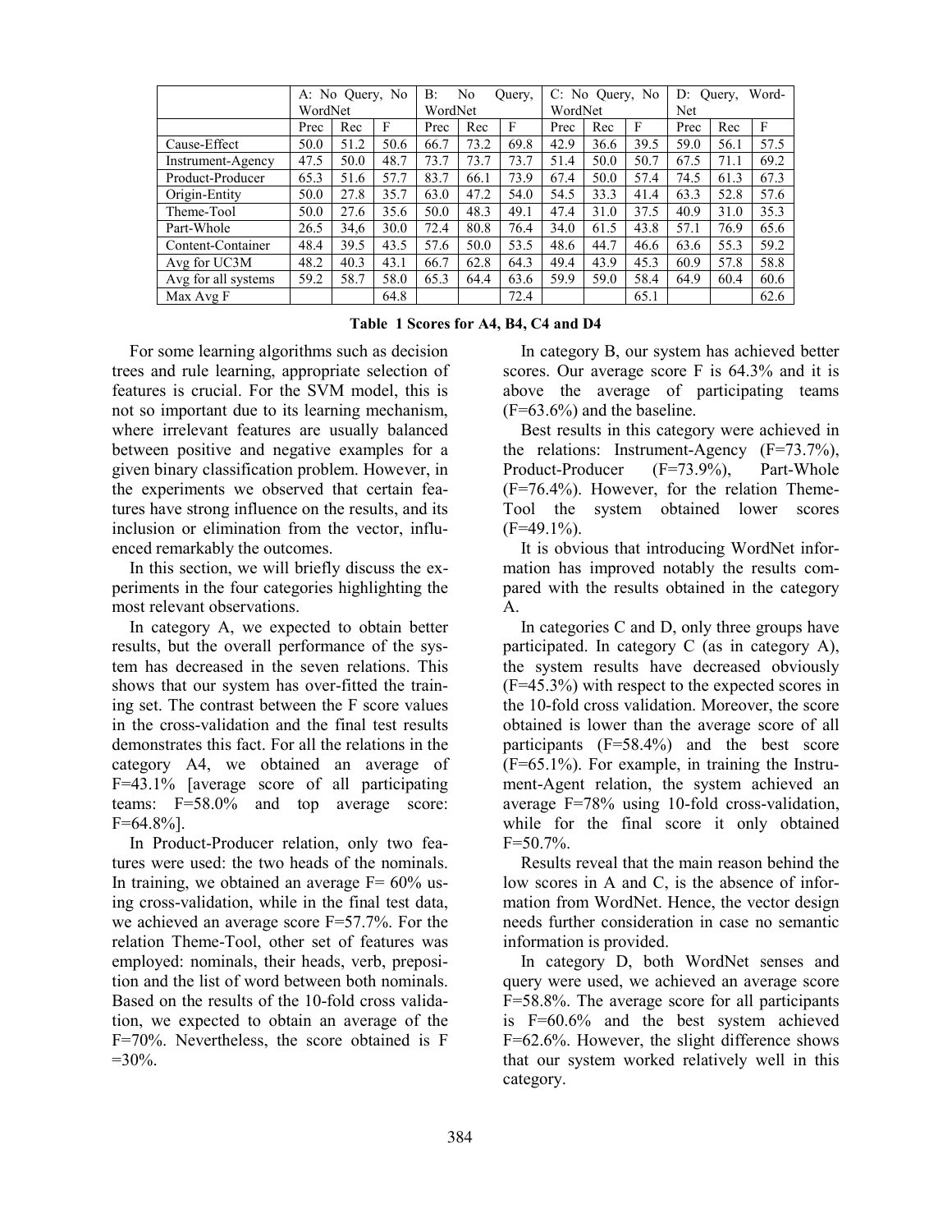| | A: No Query, No WordNet | | | B: No Query, WordNet | | | C: No Query, No WordNet | | | D: Query, WordNet | | |
|---|---|---|---|---|---|---|---|---|---|---|---|---|
| | Prec | Rec | F | Prec | Rec | F | Prec | Rec | F | Prec | Rec | F |
| Cause-Effect | 50.0 | 51.2 | 50.6 | 66.7 | 73.2 | 69.8 | 42.9 | 36.6 | 39.5 | 59.0 | 56.1 | 57.5 |
| Instrument-Agency | 47.5 | 50.0 | 48.7 | 73.7 | 73.7 | 73.7 | 51.4 | 50.0 | 50.7 | 67.5 | 71.1 | 69.2 |
| Product-Producer | 65.3 | 51.6 | 57.7 | 83.7 | 66.1 | 73.9 | 67.4 | 50.0 | 57.4 | 74.5 | 61.3 | 67.3 |
| Origin-Entity | 50.0 | 27.8 | 35.7 | 63.0 | 47.2 | 54.0 | 54.5 | 33.3 | 41.4 | 63.3 | 52.8 | 57.6 |
| Theme-Tool | 50.0 | 27.6 | 35.6 | 50.0 | 48.3 | 49.1 | 47.4 | 31.0 | 37.5 | 40.9 | 31.0 | 35.3 |
| Part-Whole | 26.5 | 34,6 | 30.0 | 72.4 | 80.8 | 76.4 | 34.0 | 61.5 | 43.8 | 57.1 | 76.9 | 65.6 |
| Content-Container | 48.4 | 39.5 | 43.5 | 57.6 | 50.0 | 53.5 | 48.6 | 44.7 | 46.6 | 63.6 | 55.3 | 59.2 |
| Avg for UC3M | 48.2 | 40.3 | 43.1 | 66.7 | 62.8 | 64.3 | 49.4 | 43.9 | 45.3 | 60.9 | 57.8 | 58.8 |
| Avg for all systems | 59.2 | 58.7 | 58.0 | 65.3 | 64.4 | 63.6 | 59.9 | 59.0 | 58.4 | 64.9 | 60.4 | 60.6 |
| Max Avg F | | | 64.8 | | | 72.4 | | | 65.1 | | | 62.6 |

**Table 1 Scores for A4, B4, C4 and D4**

For some learning algorithms such as decision trees and rule learning, appropriate selection of features is crucial. For the SVM model, this is not so important due to its learning mechanism, where irrelevant features are usually balanced between positive and negative examples for a given binary classification problem. However, in the experiments we observed that certain features have strong influence on the results, and its inclusion or elimination from the vector, influenced remarkably the outcomes.

In this section, we will briefly discuss the experiments in the four categories highlighting the most relevant observations.

In category A, we expected to obtain better results, but the overall performance of the system has decreased in the seven relations. This shows that our system has over-fitted the training set. The contrast between the F score values in the cross-validation and the final test results demonstrates this fact. For all the relations in the category A4, we obtained an average of F=43.1% [average score of all participating teams: F=58.0% and top average score: F=64.8%].

In Product-Producer relation, only two features were used: the two heads of the nominals. In training, we obtained an average F= 60% using cross-validation, while in the final test data, we achieved an average score F=57.7%. For the relation Theme-Tool, other set of features was employed: nominals, their heads, verb, preposition and the list of word between both nominals. Based on the results of the 10-fold cross validation, we expected to obtain an average of the F=70%. Nevertheless, the score obtained is F =30%.

In category B, our system has achieved better scores. Our average score F is 64.3% and it is above the average of participating teams (F=63.6%) and the baseline.

Best results in this category were achieved in the relations: Instrument-Agency (F=73.7%), Product-Producer (F=73.9%), Part-Whole (F=76.4%). However, for the relation Theme-Tool the system obtained lower scores (F=49.1%).

It is obvious that introducing WordNet information has improved notably the results compared with the results obtained in the category A.

In categories C and D, only three groups have participated. In category C (as in category A), the system results have decreased obviously (F=45.3%) with respect to the expected scores in the 10-fold cross validation. Moreover, the score obtained is lower than the average score of all participants (F=58.4%) and the best score (F=65.1%). For example, in training the Instrument-Agent relation, the system achieved an average F=78% using 10-fold cross-validation, while for the final score it only obtained F=50.7%.

Results reveal that the main reason behind the low scores in A and C, is the absence of information from WordNet. Hence, the vector design needs further consideration in case no semantic information is provided.

In category D, both WordNet senses and query were used, we achieved an average score F=58.8%. The average score for all participants is F=60.6% and the best system achieved F=62.6%. However, the slight difference shows that our system worked relatively well in this category.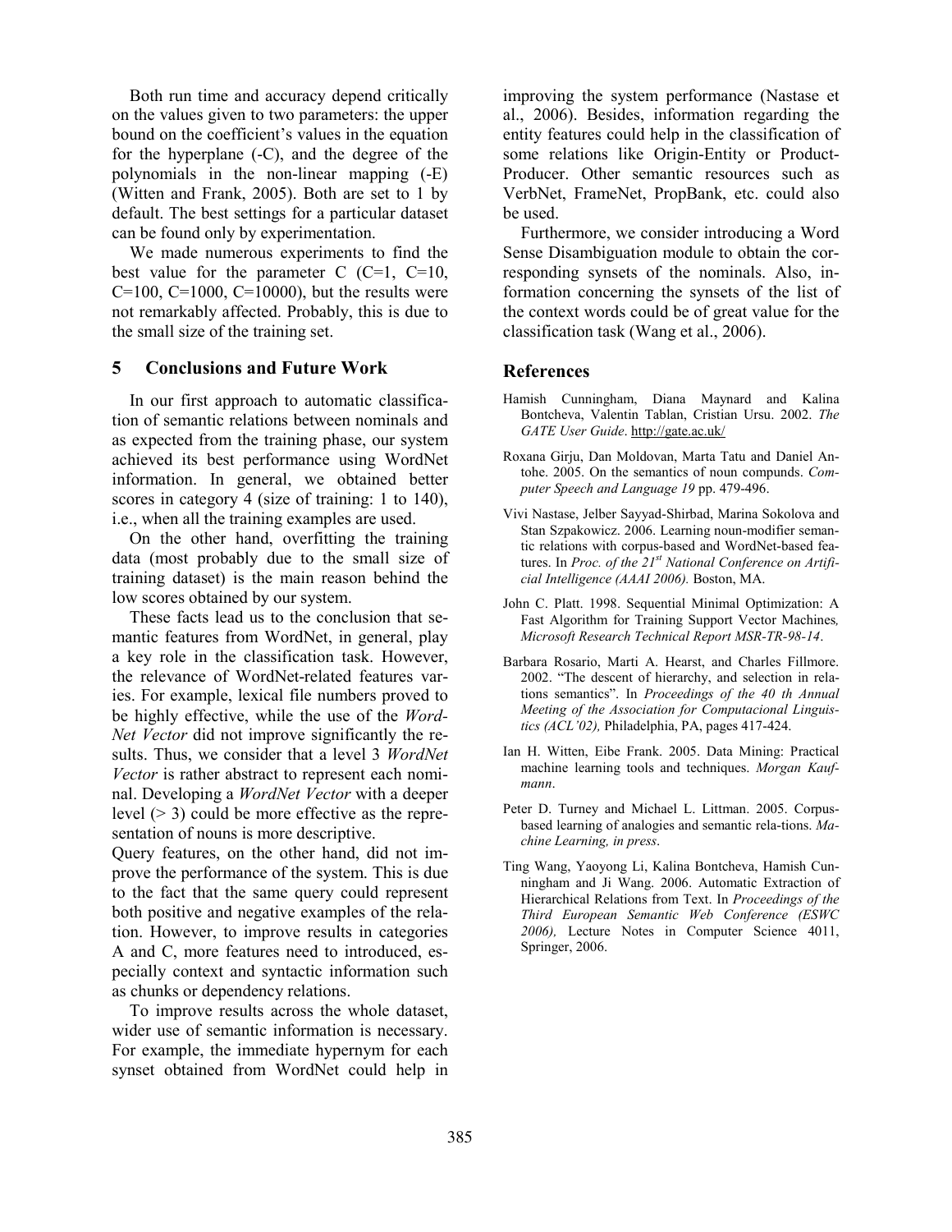Both run time and accuracy depend critically on the values given to two parameters: the upper bound on the coefficient's values in the equation for the hyperplane (-C), and the degree of the polynomials in the non-linear mapping (-E) (Witten and Frank, 2005). Both are set to 1 by default. The best settings for a particular dataset can be found only by experimentation.

We made numerous experiments to find the best value for the parameter C (C=1, C=10, C=100, C=1000, C=10000), but the results were not remarkably affected. Probably, this is due to the small size of the training set.

## 5 Conclusions and Future Work

In our first approach to automatic classification of semantic relations between nominals and as expected from the training phase, our system achieved its best performance using WordNet information. In general, we obtained better scores in category 4 (size of training: 1 to 140), i.e., when all the training examples are used.

On the other hand, overfitting the training data (most probably due to the small size of training dataset) is the main reason behind the low scores obtained by our system.

These facts lead us to the conclusion that semantic features from WordNet, in general, play a key role in the classification task. However, the relevance of WordNet-related features varies. For example, lexical file numbers proved to be highly effective, while the use of the *WordNet Vector* did not improve significantly the results. Thus, we consider that a level 3 *WordNet Vector* is rather abstract to represent each nominal. Developing a *WordNet Vector* with a deeper level (> 3) could be more effective as the representation of nouns is more descriptive.

Query features, on the other hand, did not improve the performance of the system. This is due to the fact that the same query could represent both positive and negative examples of the relation. However, to improve results in categories A and C, more features need to introduced, especially context and syntactic information such as chunks or dependency relations.

To improve results across the whole dataset, wider use of semantic information is necessary. For example, the immediate hypernym for each synset obtained from WordNet could help in improving the system performance (Nastase et al., 2006). Besides, information regarding the entity features could help in the classification of some relations like Origin-Entity or Product-Producer. Other semantic resources such as VerbNet, FrameNet, PropBank, etc. could also be used.

Furthermore, we consider introducing a Word Sense Disambiguation module to obtain the corresponding synsets of the nominals. Also, information concerning the synsets of the list of the context words could be of great value for the classification task (Wang et al., 2006).

## References

Hamish Cunningham, Diana Maynard and Kalina Bontcheva, Valentin Tablan, Cristian Ursu. 2002. *The GATE User Guide*. http://gate.ac.uk/

Roxana Girju, Dan Moldovan, Marta Tatu and Daniel Antohe. 2005. On the semantics of noun compunds. *Computer Speech and Language 19* pp. 479-496.

Vivi Nastase, Jelber Sayyad-Shirbad, Marina Sokolova and Stan Szpakowicz. 2006. Learning noun-modifier semantic relations with corpus-based and WordNet-based features. In *Proc. of the 21st National Conference on Artificial Intelligence (AAAI 2006).* Boston, MA.

John C. Platt. 1998. Sequential Minimal Optimization: A Fast Algorithm for Training Support Vector Machines*, Microsoft Research Technical Report MSR-TR-98-14*.

Barbara Rosario, Marti A. Hearst, and Charles Fillmore. 2002. "The descent of hierarchy, and selection in relations semantics". In *Proceedings of the 40 th Annual Meeting of the Association for Computacional Linguistics (ACL'02),* Philadelphia, PA, pages 417-424.

Ian H. Witten, Eibe Frank. 2005. Data Mining: Practical machine learning tools and techniques. *Morgan Kaufmann*.

Peter D. Turney and Michael L. Littman. 2005. Corpus-based learning of analogies and semantic rela-tions. *Machine Learning, in press*.

Ting Wang, Yaoyong Li, Kalina Bontcheva, Hamish Cunningham and Ji Wang. 2006. Automatic Extraction of Hierarchical Relations from Text. In *Proceedings of the Third European Semantic Web Conference (ESWC 2006),* Lecture Notes in Computer Science 4011, Springer, 2006.